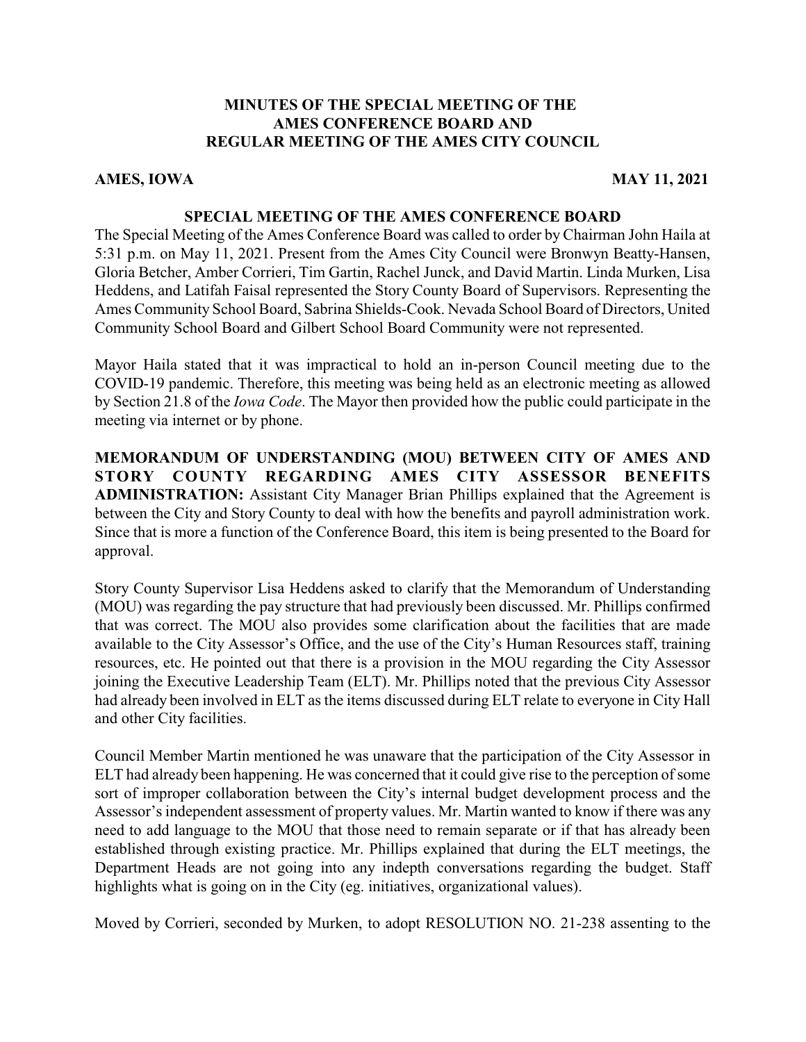# MINUTES OF THE SPECIAL MEETING OF THE AMES CONFERENCE BOARD AND REGULAR MEETING OF THE AMES CITY COUNCIL

**AMES, IOWA** **MAY 11, 2021**

## SPECIAL MEETING OF THE AMES CONFERENCE BOARD

The Special Meeting of the Ames Conference Board was called to order by Chairman John Haila at 5:31 p.m. on May 11, 2021. Present from the Ames City Council were Bronwyn Beatty-Hansen, Gloria Betcher, Amber Corrieri, Tim Gartin, Rachel Junck, and David Martin. Linda Murken, Lisa Heddens, and Latifah Faisal represented the Story County Board of Supervisors. Representing the Ames Community School Board, Sabrina Shields-Cook. Nevada School Board of Directors, United Community School Board and Gilbert School Board Community were not represented.

Mayor Haila stated that it was impractical to hold an in-person Council meeting due to the COVID-19 pandemic. Therefore, this meeting was being held as an electronic meeting as allowed by Section 21.8 of the *Iowa Code*. The Mayor then provided how the public could participate in the meeting via internet or by phone.

**MEMORANDUM OF UNDERSTANDING (MOU) BETWEEN CITY OF AMES AND STORY COUNTY REGARDING AMES CITY ASSESSOR BENEFITS ADMINISTRATION:** Assistant City Manager Brian Phillips explained that the Agreement is between the City and Story County to deal with how the benefits and payroll administration work. Since that is more a function of the Conference Board, this item is being presented to the Board for approval.

Story County Supervisor Lisa Heddens asked to clarify that the Memorandum of Understanding (MOU) was regarding the pay structure that had previously been discussed. Mr. Phillips confirmed that was correct. The MOU also provides some clarification about the facilities that are made available to the City Assessor's Office, and the use of the City's Human Resources staff, training resources, etc. He pointed out that there is a provision in the MOU regarding the City Assessor joining the Executive Leadership Team (ELT). Mr. Phillips noted that the previous City Assessor had already been involved in ELT as the items discussed during ELT relate to everyone in City Hall and other City facilities.

Council Member Martin mentioned he was unaware that the participation of the City Assessor in ELT had already been happening. He was concerned that it could give rise to the perception of some sort of improper collaboration between the City's internal budget development process and the Assessor's independent assessment of property values. Mr. Martin wanted to know if there was any need to add language to the MOU that those need to remain separate or if that has already been established through existing practice. Mr. Phillips explained that during the ELT meetings, the Department Heads are not going into any indepth conversations regarding the budget. Staff highlights what is going on in the City (eg. initiatives, organizational values).

Moved by Corrieri, seconded by Murken, to adopt RESOLUTION NO. 21-238 assenting to the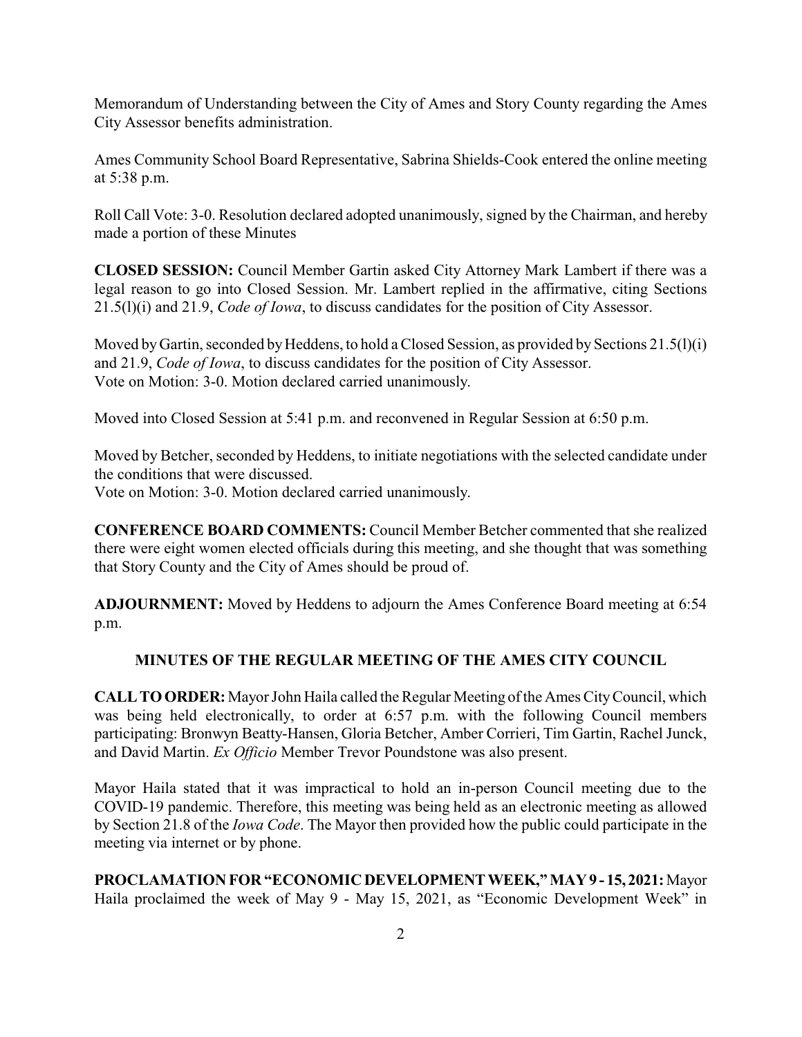Memorandum of Understanding between the City of Ames and Story County regarding the Ames City Assessor benefits administration.

Ames Community School Board Representative, Sabrina Shields-Cook entered the online meeting at 5:38 p.m.

Roll Call Vote: 3-0. Resolution declared adopted unanimously, signed by the Chairman, and hereby made a portion of these Minutes

**CLOSED SESSION:** Council Member Gartin asked City Attorney Mark Lambert if there was a legal reason to go into Closed Session. Mr. Lambert replied in the affirmative, citing Sections 21.5(l)(i) and 21.9, *Code of Iowa*, to discuss candidates for the position of City Assessor.

Moved by Gartin, seconded by Heddens, to hold a Closed Session, as provided by Sections 21.5(l)(i) and 21.9, *Code of Iowa*, to discuss candidates for the position of City Assessor.
Vote on Motion: 3-0. Motion declared carried unanimously.

Moved into Closed Session at 5:41 p.m. and reconvened in Regular Session at 6:50 p.m.

Moved by Betcher, seconded by Heddens, to initiate negotiations with the selected candidate under the conditions that were discussed.
Vote on Motion: 3-0. Motion declared carried unanimously.

**CONFERENCE BOARD COMMENTS:** Council Member Betcher commented that she realized there were eight women elected officials during this meeting, and she thought that was something that Story County and the City of Ames should be proud of.

**ADJOURNMENT:** Moved by Heddens to adjourn the Ames Conference Board meeting at 6:54 p.m.

## MINUTES OF THE REGULAR MEETING OF THE AMES CITY COUNCIL

**CALL TO ORDER:** Mayor John Haila called the Regular Meeting of the Ames City Council, which was being held electronically, to order at 6:57 p.m. with the following Council members participating: Bronwyn Beatty-Hansen, Gloria Betcher, Amber Corrieri, Tim Gartin, Rachel Junck, and David Martin. *Ex Officio* Member Trevor Poundstone was also present.

Mayor Haila stated that it was impractical to hold an in-person Council meeting due to the COVID-19 pandemic. Therefore, this meeting was being held as an electronic meeting as allowed by Section 21.8 of the *Iowa Code*. The Mayor then provided how the public could participate in the meeting via internet or by phone.

**PROCLAMATION FOR "ECONOMIC DEVELOPMENT WEEK," MAY 9 - 15, 2021:** Mayor Haila proclaimed the week of May 9 - May 15, 2021, as "Economic Development Week" in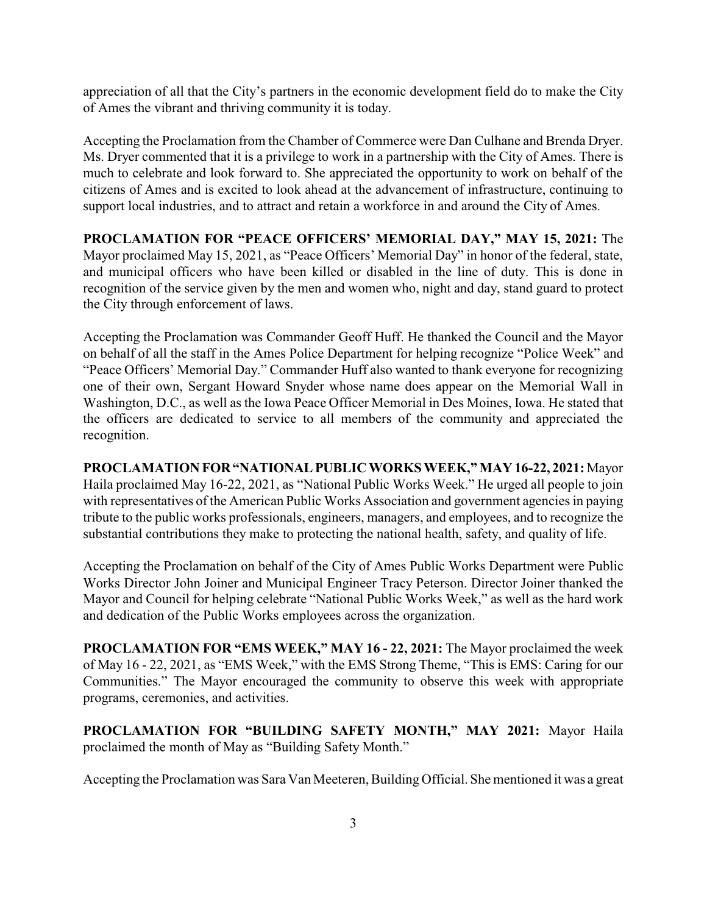appreciation of all that the City's partners in the economic development field do to make the City of Ames the vibrant and thriving community it is today.

Accepting the Proclamation from the Chamber of Commerce were Dan Culhane and Brenda Dryer. Ms. Dryer commented that it is a privilege to work in a partnership with the City of Ames. There is much to celebrate and look forward to. She appreciated the opportunity to work on behalf of the citizens of Ames and is excited to look ahead at the advancement of infrastructure, continuing to support local industries, and to attract and retain a workforce in and around the City of Ames.

**PROCLAMATION FOR "PEACE OFFICERS' MEMORIAL DAY," MAY 15, 2021:** The Mayor proclaimed May 15, 2021, as "Peace Officers' Memorial Day" in honor of the federal, state, and municipal officers who have been killed or disabled in the line of duty. This is done in recognition of the service given by the men and women who, night and day, stand guard to protect the City through enforcement of laws.

Accepting the Proclamation was Commander Geoff Huff. He thanked the Council and the Mayor on behalf of all the staff in the Ames Police Department for helping recognize "Police Week" and "Peace Officers' Memorial Day." Commander Huff also wanted to thank everyone for recognizing one of their own, Sergant Howard Snyder whose name does appear on the Memorial Wall in Washington, D.C., as well as the Iowa Peace Officer Memorial in Des Moines, Iowa. He stated that the officers are dedicated to service to all members of the community and appreciated the recognition.

**PROCLAMATION FOR "NATIONAL PUBLIC WORKS WEEK," MAY 16-22, 2021:** Mayor Haila proclaimed May 16-22, 2021, as "National Public Works Week." He urged all people to join with representatives of the American Public Works Association and government agencies in paying tribute to the public works professionals, engineers, managers, and employees, and to recognize the substantial contributions they make to protecting the national health, safety, and quality of life.

Accepting the Proclamation on behalf of the City of Ames Public Works Department were Public Works Director John Joiner and Municipal Engineer Tracy Peterson. Director Joiner thanked the Mayor and Council for helping celebrate "National Public Works Week," as well as the hard work and dedication of the Public Works employees across the organization.

**PROCLAMATION FOR "EMS WEEK," MAY 16 - 22, 2021:** The Mayor proclaimed the week of May 16 - 22, 2021, as "EMS Week," with the EMS Strong Theme, "This is EMS: Caring for our Communities." The Mayor encouraged the community to observe this week with appropriate programs, ceremonies, and activities.

**PROCLAMATION FOR "BUILDING SAFETY MONTH," MAY 2021:** Mayor Haila proclaimed the month of May as "Building Safety Month."

Accepting the Proclamation was Sara Van Meeteren, Building Official. She mentioned it was a great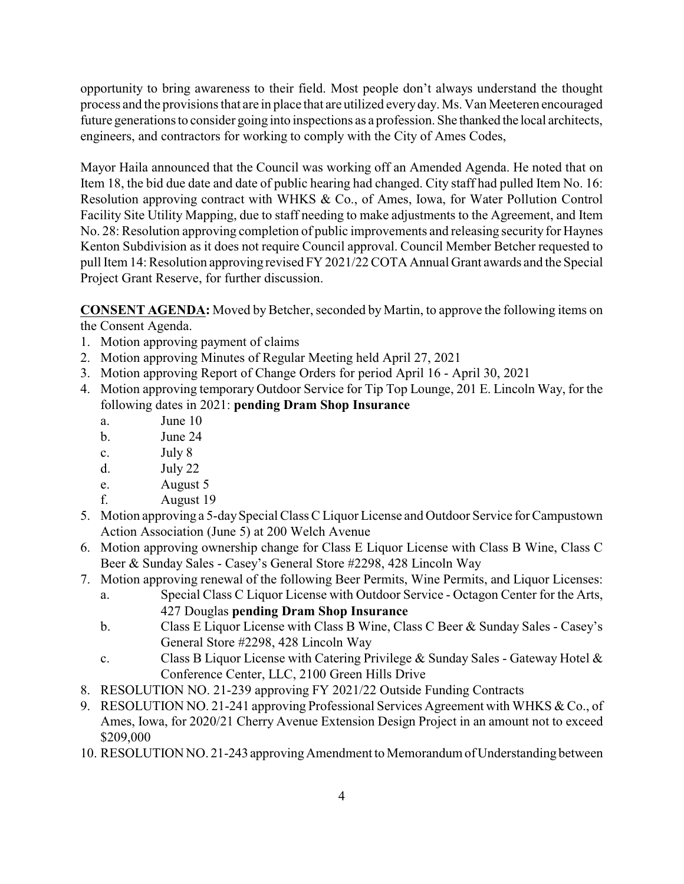opportunity to bring awareness to their field. Most people don't always understand the thought process and the provisions that are in place that are utilized every day. Ms. Van Meeteren encouraged future generations to consider going into inspections as a profession. She thanked the local architects, engineers, and contractors for working to comply with the City of Ames Codes,

Mayor Haila announced that the Council was working off an Amended Agenda. He noted that on Item 18, the bid due date and date of public hearing had changed. City staff had pulled Item No. 16: Resolution approving contract with WHKS & Co., of Ames, Iowa, for Water Pollution Control Facility Site Utility Mapping, due to staff needing to make adjustments to the Agreement, and Item No. 28: Resolution approving completion of public improvements and releasing security for Haynes Kenton Subdivision as it does not require Council approval. Council Member Betcher requested to pull Item 14: Resolution approving revised FY 2021/22 COTA Annual Grant awards and the Special Project Grant Reserve, for further discussion.

**CONSENT AGENDA:** Moved by Betcher, seconded by Martin, to approve the following items on the Consent Agenda.

1. Motion approving payment of claims
2. Motion approving Minutes of Regular Meeting held April 27, 2021
3. Motion approving Report of Change Orders for period April 16 - April 30, 2021
4. Motion approving temporary Outdoor Service for Tip Top Lounge, 201 E. Lincoln Way, for the following dates in 2021: **pending Dram Shop Insurance**
   a. June 10
   b. June 24
   c. July 8
   d. July 22
   e. August 5
   f. August 19
5. Motion approving a 5-day Special Class C Liquor License and Outdoor Service for Campustown Action Association (June 5) at 200 Welch Avenue
6. Motion approving ownership change for Class E Liquor License with Class B Wine, Class C Beer & Sunday Sales - Casey's General Store #2298, 428 Lincoln Way
7. Motion approving renewal of the following Beer Permits, Wine Permits, and Liquor Licenses:
   a. Special Class C Liquor License with Outdoor Service - Octagon Center for the Arts, 427 Douglas **pending Dram Shop Insurance**
   b. Class E Liquor License with Class B Wine, Class C Beer & Sunday Sales - Casey's General Store #2298, 428 Lincoln Way
   c. Class B Liquor License with Catering Privilege & Sunday Sales - Gateway Hotel & Conference Center, LLC, 2100 Green Hills Drive
8. RESOLUTION NO. 21-239 approving FY 2021/22 Outside Funding Contracts
9. RESOLUTION NO. 21-241 approving Professional Services Agreement with WHKS & Co., of Ames, Iowa, for 2020/21 Cherry Avenue Extension Design Project in an amount not to exceed $209,000
10. RESOLUTION NO. 21-243 approving Amendment to Memorandum of Understanding between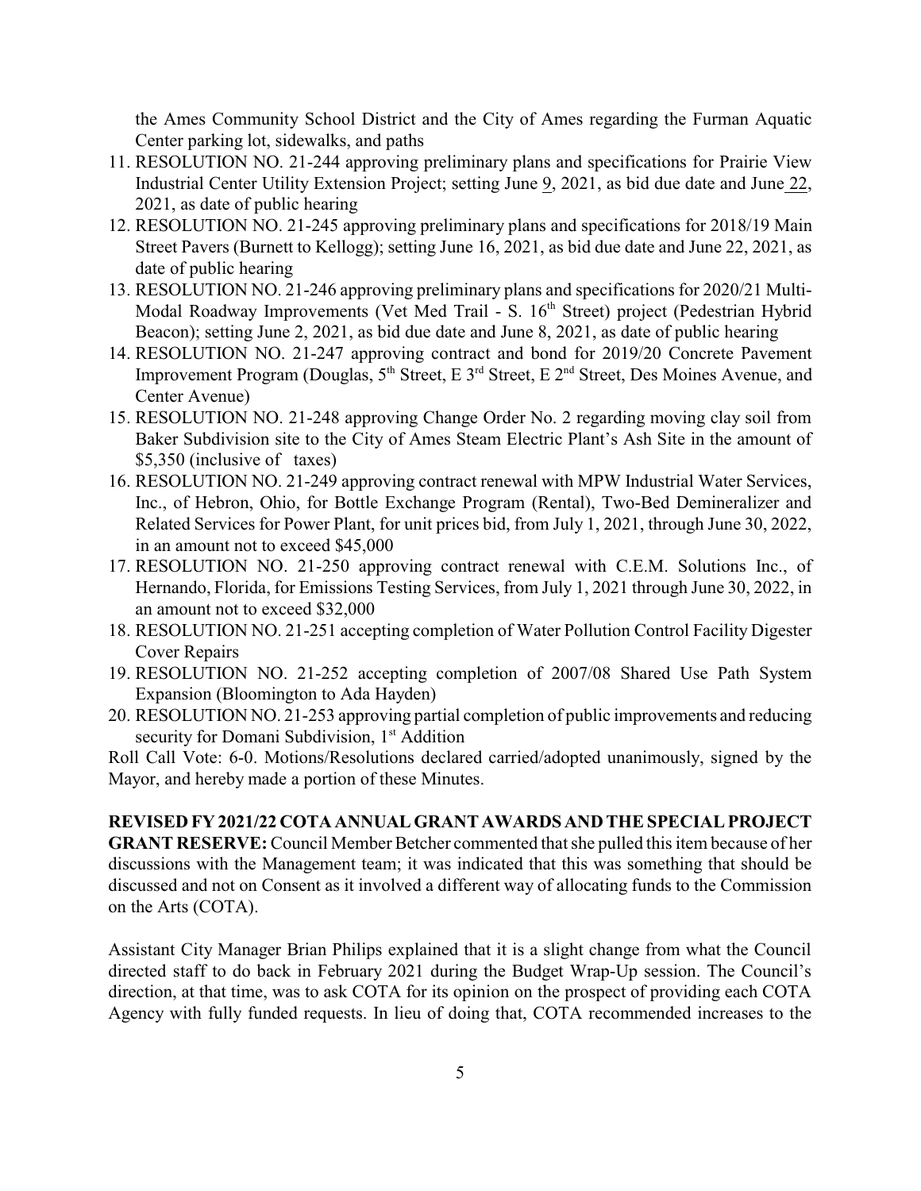the Ames Community School District and the City of Ames regarding the Furman Aquatic Center parking lot, sidewalks, and paths

11. RESOLUTION NO. 21-244 approving preliminary plans and specifications for Prairie View Industrial Center Utility Extension Project; setting June 9, 2021, as bid due date and June 22, 2021, as date of public hearing
12. RESOLUTION NO. 21-245 approving preliminary plans and specifications for 2018/19 Main Street Pavers (Burnett to Kellogg); setting June 16, 2021, as bid due date and June 22, 2021, as date of public hearing
13. RESOLUTION NO. 21-246 approving preliminary plans and specifications for 2020/21 Multi-Modal Roadway Improvements (Vet Med Trail - S. 16th Street) project (Pedestrian Hybrid Beacon); setting June 2, 2021, as bid due date and June 8, 2021, as date of public hearing
14. RESOLUTION NO. 21-247 approving contract and bond for 2019/20 Concrete Pavement Improvement Program (Douglas, 5th Street, E 3rd Street, E 2nd Street, Des Moines Avenue, and Center Avenue)
15. RESOLUTION NO. 21-248 approving Change Order No. 2 regarding moving clay soil from Baker Subdivision site to the City of Ames Steam Electric Plant's Ash Site in the amount of $5,350 (inclusive of taxes)
16. RESOLUTION NO. 21-249 approving contract renewal with MPW Industrial Water Services, Inc., of Hebron, Ohio, for Bottle Exchange Program (Rental), Two-Bed Demineralizer and Related Services for Power Plant, for unit prices bid, from July 1, 2021, through June 30, 2022, in an amount not to exceed $45,000
17. RESOLUTION NO. 21-250 approving contract renewal with C.E.M. Solutions Inc., of Hernando, Florida, for Emissions Testing Services, from July 1, 2021 through June 30, 2022, in an amount not to exceed $32,000
18. RESOLUTION NO. 21-251 accepting completion of Water Pollution Control Facility Digester Cover Repairs
19. RESOLUTION NO. 21-252 accepting completion of 2007/08 Shared Use Path System Expansion (Bloomington to Ada Hayden)
20. RESOLUTION NO. 21-253 approving partial completion of public improvements and reducing security for Domani Subdivision, 1st Addition

Roll Call Vote: 6-0. Motions/Resolutions declared carried/adopted unanimously, signed by the Mayor, and hereby made a portion of these Minutes.

**REVISED FY 2021/22 COTA ANNUAL GRANT AWARDS AND THE SPECIAL PROJECT GRANT RESERVE:** Council Member Betcher commented that she pulled this item because of her discussions with the Management team; it was indicated that this was something that should be discussed and not on Consent as it involved a different way of allocating funds to the Commission on the Arts (COTA).

Assistant City Manager Brian Philips explained that it is a slight change from what the Council directed staff to do back in February 2021 during the Budget Wrap-Up session. The Council's direction, at that time, was to ask COTA for its opinion on the prospect of providing each COTA Agency with fully funded requests. In lieu of doing that, COTA recommended increases to the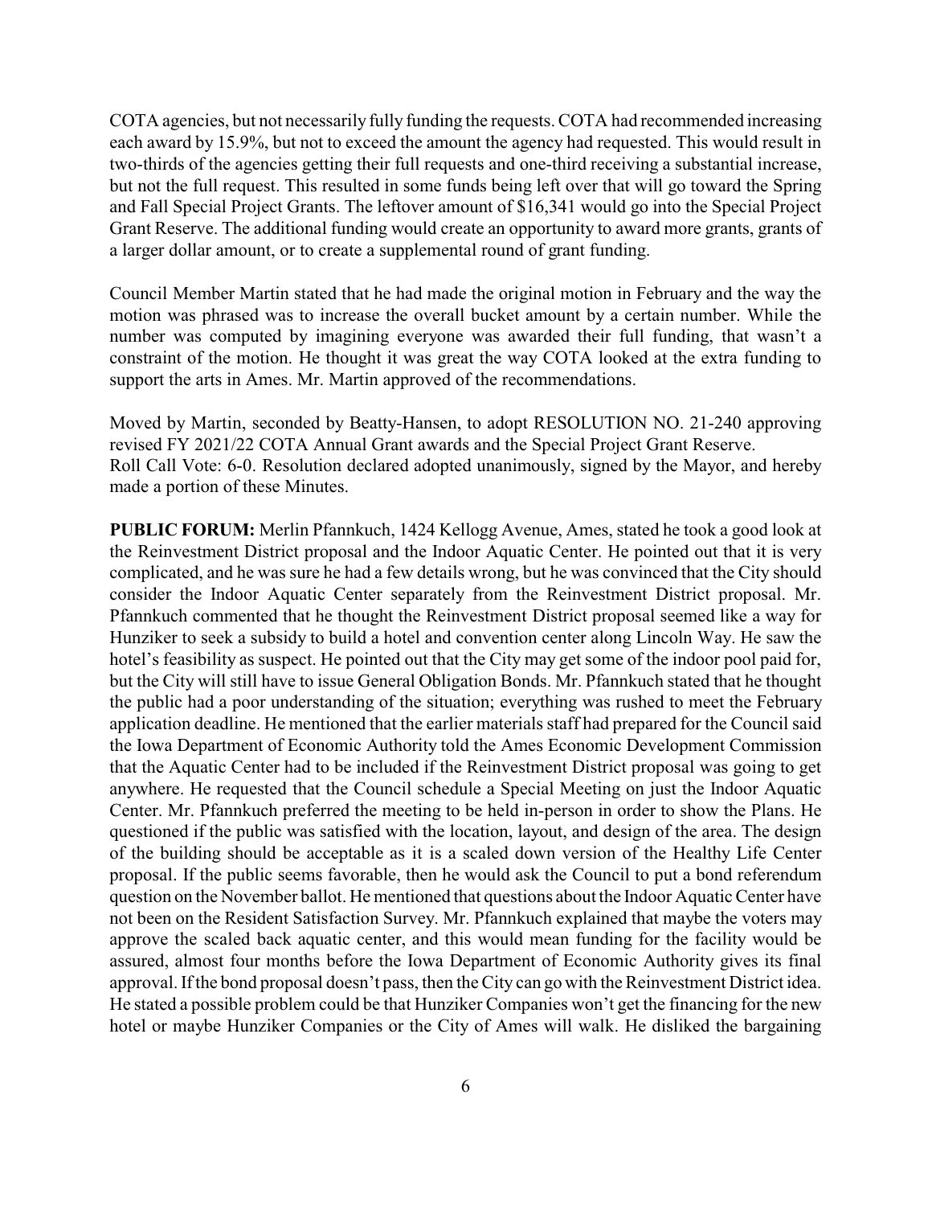COTA agencies, but not necessarily fully funding the requests. COTA had recommended increasing each award by 15.9%, but not to exceed the amount the agency had requested. This would result in two-thirds of the agencies getting their full requests and one-third receiving a substantial increase, but not the full request. This resulted in some funds being left over that will go toward the Spring and Fall Special Project Grants. The leftover amount of $16,341 would go into the Special Project Grant Reserve. The additional funding would create an opportunity to award more grants, grants of a larger dollar amount, or to create a supplemental round of grant funding.

Council Member Martin stated that he had made the original motion in February and the way the motion was phrased was to increase the overall bucket amount by a certain number. While the number was computed by imagining everyone was awarded their full funding, that wasn't a constraint of the motion. He thought it was great the way COTA looked at the extra funding to support the arts in Ames. Mr. Martin approved of the recommendations.

Moved by Martin, seconded by Beatty-Hansen, to adopt RESOLUTION NO. 21-240 approving revised FY 2021/22 COTA Annual Grant awards and the Special Project Grant Reserve.
Roll Call Vote: 6-0. Resolution declared adopted unanimously, signed by the Mayor, and hereby made a portion of these Minutes.

**PUBLIC FORUM:** Merlin Pfannkuch, 1424 Kellogg Avenue, Ames, stated he took a good look at the Reinvestment District proposal and the Indoor Aquatic Center. He pointed out that it is very complicated, and he was sure he had a few details wrong, but he was convinced that the City should consider the Indoor Aquatic Center separately from the Reinvestment District proposal. Mr. Pfannkuch commented that he thought the Reinvestment District proposal seemed like a way for Hunziker to seek a subsidy to build a hotel and convention center along Lincoln Way. He saw the hotel's feasibility as suspect. He pointed out that the City may get some of the indoor pool paid for, but the City will still have to issue General Obligation Bonds. Mr. Pfannkuch stated that he thought the public had a poor understanding of the situation; everything was rushed to meet the February application deadline. He mentioned that the earlier materials staff had prepared for the Council said the Iowa Department of Economic Authority told the Ames Economic Development Commission that the Aquatic Center had to be included if the Reinvestment District proposal was going to get anywhere. He requested that the Council schedule a Special Meeting on just the Indoor Aquatic Center. Mr. Pfannkuch preferred the meeting to be held in-person in order to show the Plans. He questioned if the public was satisfied with the location, layout, and design of the area. The design of the building should be acceptable as it is a scaled down version of the Healthy Life Center proposal. If the public seems favorable, then he would ask the Council to put a bond referendum question on the November ballot. He mentioned that questions about the Indoor Aquatic Center have not been on the Resident Satisfaction Survey. Mr. Pfannkuch explained that maybe the voters may approve the scaled back aquatic center, and this would mean funding for the facility would be assured, almost four months before the Iowa Department of Economic Authority gives its final approval. If the bond proposal doesn't pass, then the City can go with the Reinvestment District idea. He stated a possible problem could be that Hunziker Companies won't get the financing for the new hotel or maybe Hunziker Companies or the City of Ames will walk. He disliked the bargaining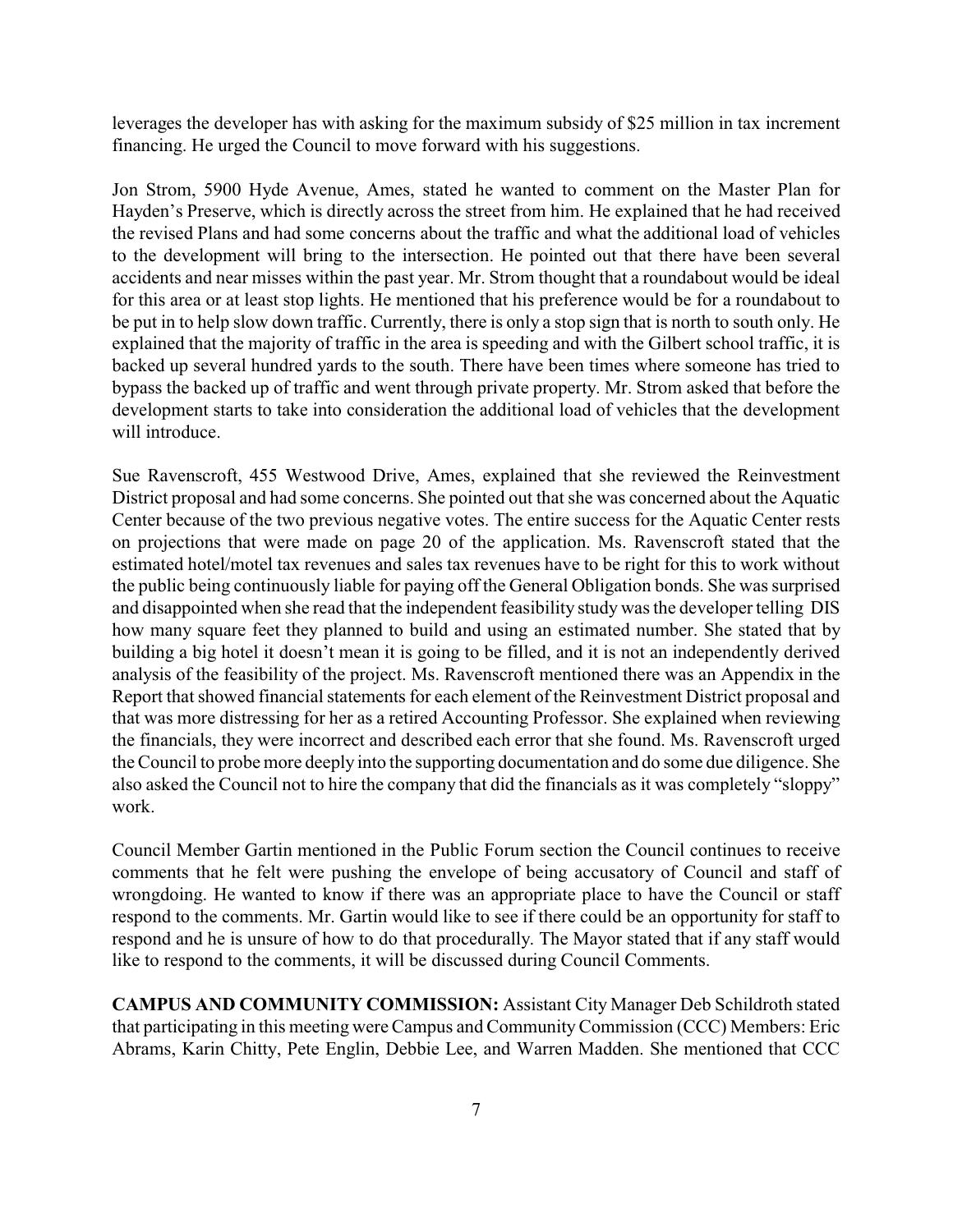leverages the developer has with asking for the maximum subsidy of $25 million in tax increment financing. He urged the Council to move forward with his suggestions.

Jon Strom, 5900 Hyde Avenue, Ames, stated he wanted to comment on the Master Plan for Hayden's Preserve, which is directly across the street from him. He explained that he had received the revised Plans and had some concerns about the traffic and what the additional load of vehicles to the development will bring to the intersection. He pointed out that there have been several accidents and near misses within the past year. Mr. Strom thought that a roundabout would be ideal for this area or at least stop lights. He mentioned that his preference would be for a roundabout to be put in to help slow down traffic. Currently, there is only a stop sign that is north to south only. He explained that the majority of traffic in the area is speeding and with the Gilbert school traffic, it is backed up several hundred yards to the south. There have been times where someone has tried to bypass the backed up of traffic and went through private property. Mr. Strom asked that before the development starts to take into consideration the additional load of vehicles that the development will introduce.

Sue Ravenscroft, 455 Westwood Drive, Ames, explained that she reviewed the Reinvestment District proposal and had some concerns. She pointed out that she was concerned about the Aquatic Center because of the two previous negative votes. The entire success for the Aquatic Center rests on projections that were made on page 20 of the application. Ms. Ravenscroft stated that the estimated hotel/motel tax revenues and sales tax revenues have to be right for this to work without the public being continuously liable for paying off the General Obligation bonds. She was surprised and disappointed when she read that the independent feasibility study was the developer telling DIS how many square feet they planned to build and using an estimated number. She stated that by building a big hotel it doesn't mean it is going to be filled, and it is not an independently derived analysis of the feasibility of the project. Ms. Ravenscroft mentioned there was an Appendix in the Report that showed financial statements for each element of the Reinvestment District proposal and that was more distressing for her as a retired Accounting Professor. She explained when reviewing the financials, they were incorrect and described each error that she found. Ms. Ravenscroft urged the Council to probe more deeply into the supporting documentation and do some due diligence. She also asked the Council not to hire the company that did the financials as it was completely "sloppy" work.

Council Member Gartin mentioned in the Public Forum section the Council continues to receive comments that he felt were pushing the envelope of being accusatory of Council and staff of wrongdoing. He wanted to know if there was an appropriate place to have the Council or staff respond to the comments. Mr. Gartin would like to see if there could be an opportunity for staff to respond and he is unsure of how to do that procedurally. The Mayor stated that if any staff would like to respond to the comments, it will be discussed during Council Comments.

**CAMPUS AND COMMUNITY COMMISSION:** Assistant City Manager Deb Schildroth stated that participating in this meeting were Campus and Community Commission (CCC) Members: Eric Abrams, Karin Chitty, Pete Englin, Debbie Lee, and Warren Madden. She mentioned that CCC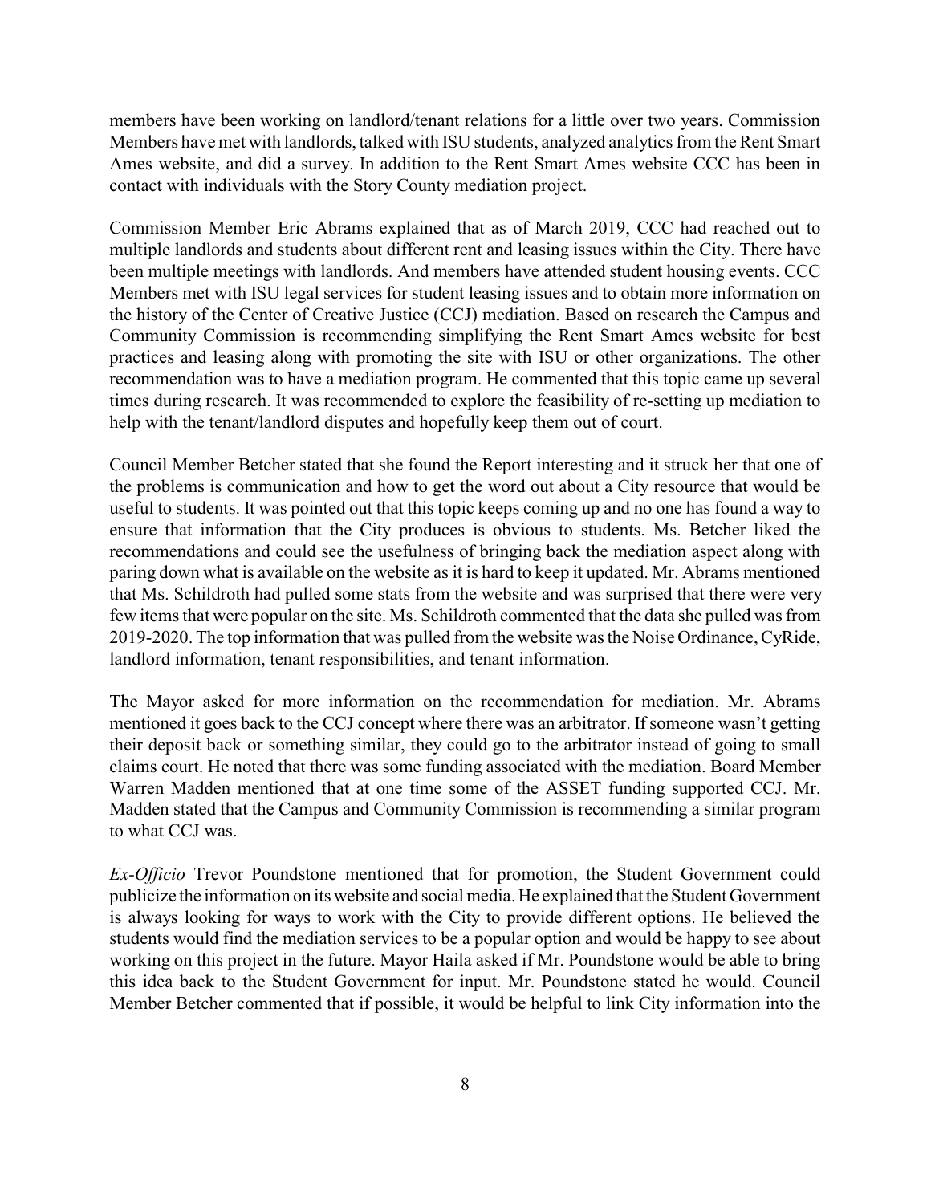members have been working on landlord/tenant relations for a little over two years. Commission Members have met with landlords, talked with ISU students, analyzed analytics from the Rent Smart Ames website, and did a survey. In addition to the Rent Smart Ames website CCC has been in contact with individuals with the Story County mediation project.

Commission Member Eric Abrams explained that as of March 2019, CCC had reached out to multiple landlords and students about different rent and leasing issues within the City. There have been multiple meetings with landlords. And members have attended student housing events. CCC Members met with ISU legal services for student leasing issues and to obtain more information on the history of the Center of Creative Justice (CCJ) mediation. Based on research the Campus and Community Commission is recommending simplifying the Rent Smart Ames website for best practices and leasing along with promoting the site with ISU or other organizations. The other recommendation was to have a mediation program. He commented that this topic came up several times during research. It was recommended to explore the feasibility of re-setting up mediation to help with the tenant/landlord disputes and hopefully keep them out of court.

Council Member Betcher stated that she found the Report interesting and it struck her that one of the problems is communication and how to get the word out about a City resource that would be useful to students. It was pointed out that this topic keeps coming up and no one has found a way to ensure that information that the City produces is obvious to students. Ms. Betcher liked the recommendations and could see the usefulness of bringing back the mediation aspect along with paring down what is available on the website as it is hard to keep it updated. Mr. Abrams mentioned that Ms. Schildroth had pulled some stats from the website and was surprised that there were very few items that were popular on the site. Ms. Schildroth commented that the data she pulled was from 2019-2020. The top information that was pulled from the website was the Noise Ordinance, CyRide, landlord information, tenant responsibilities, and tenant information.

The Mayor asked for more information on the recommendation for mediation. Mr. Abrams mentioned it goes back to the CCJ concept where there was an arbitrator. If someone wasn't getting their deposit back or something similar, they could go to the arbitrator instead of going to small claims court. He noted that there was some funding associated with the mediation. Board Member Warren Madden mentioned that at one time some of the ASSET funding supported CCJ. Mr. Madden stated that the Campus and Community Commission is recommending a similar program to what CCJ was.

*Ex-Officio* Trevor Poundstone mentioned that for promotion, the Student Government could publicize the information on its website and social media. He explained that the Student Government is always looking for ways to work with the City to provide different options. He believed the students would find the mediation services to be a popular option and would be happy to see about working on this project in the future. Mayor Haila asked if Mr. Poundstone would be able to bring this idea back to the Student Government for input. Mr. Poundstone stated he would. Council Member Betcher commented that if possible, it would be helpful to link City information into the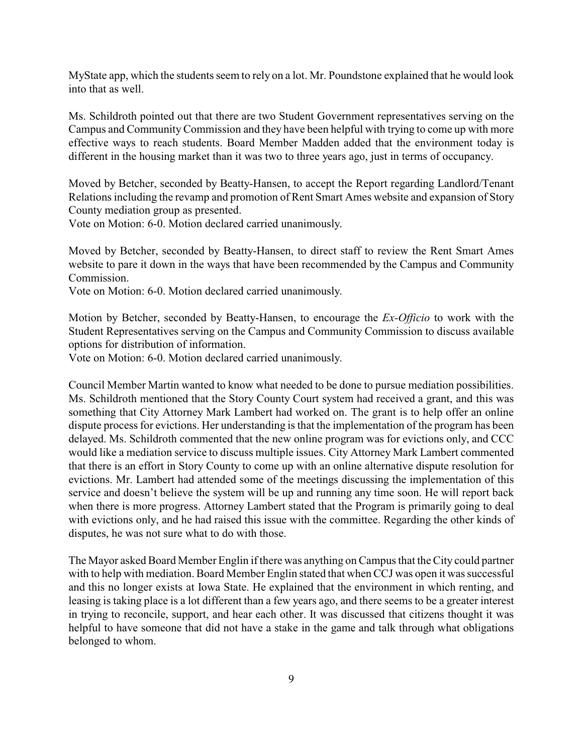MyState app, which the students seem to rely on a lot. Mr. Poundstone explained that he would look into that as well.

Ms. Schildroth pointed out that there are two Student Government representatives serving on the Campus and Community Commission and they have been helpful with trying to come up with more effective ways to reach students. Board Member Madden added that the environment today is different in the housing market than it was two to three years ago, just in terms of occupancy.

Moved by Betcher, seconded by Beatty-Hansen, to accept the Report regarding Landlord/Tenant Relations including the revamp and promotion of Rent Smart Ames website and expansion of Story County mediation group as presented.
Vote on Motion: 6-0. Motion declared carried unanimously.

Moved by Betcher, seconded by Beatty-Hansen, to direct staff to review the Rent Smart Ames website to pare it down in the ways that have been recommended by the Campus and Community Commission.
Vote on Motion: 6-0. Motion declared carried unanimously.

Motion by Betcher, seconded by Beatty-Hansen, to encourage the *Ex-Officio* to work with the Student Representatives serving on the Campus and Community Commission to discuss available options for distribution of information.
Vote on Motion: 6-0. Motion declared carried unanimously.

Council Member Martin wanted to know what needed to be done to pursue mediation possibilities. Ms. Schildroth mentioned that the Story County Court system had received a grant, and this was something that City Attorney Mark Lambert had worked on. The grant is to help offer an online dispute process for evictions. Her understanding is that the implementation of the program has been delayed. Ms. Schildroth commented that the new online program was for evictions only, and CCC would like a mediation service to discuss multiple issues. City Attorney Mark Lambert commented that there is an effort in Story County to come up with an online alternative dispute resolution for evictions. Mr. Lambert had attended some of the meetings discussing the implementation of this service and doesn't believe the system will be up and running any time soon. He will report back when there is more progress. Attorney Lambert stated that the Program is primarily going to deal with evictions only, and he had raised this issue with the committee. Regarding the other kinds of disputes, he was not sure what to do with those.

The Mayor asked Board Member Englin if there was anything on Campus that the City could partner with to help with mediation. Board Member Englin stated that when CCJ was open it was successful and this no longer exists at Iowa State. He explained that the environment in which renting, and leasing is taking place is a lot different than a few years ago, and there seems to be a greater interest in trying to reconcile, support, and hear each other. It was discussed that citizens thought it was helpful to have someone that did not have a stake in the game and talk through what obligations belonged to whom.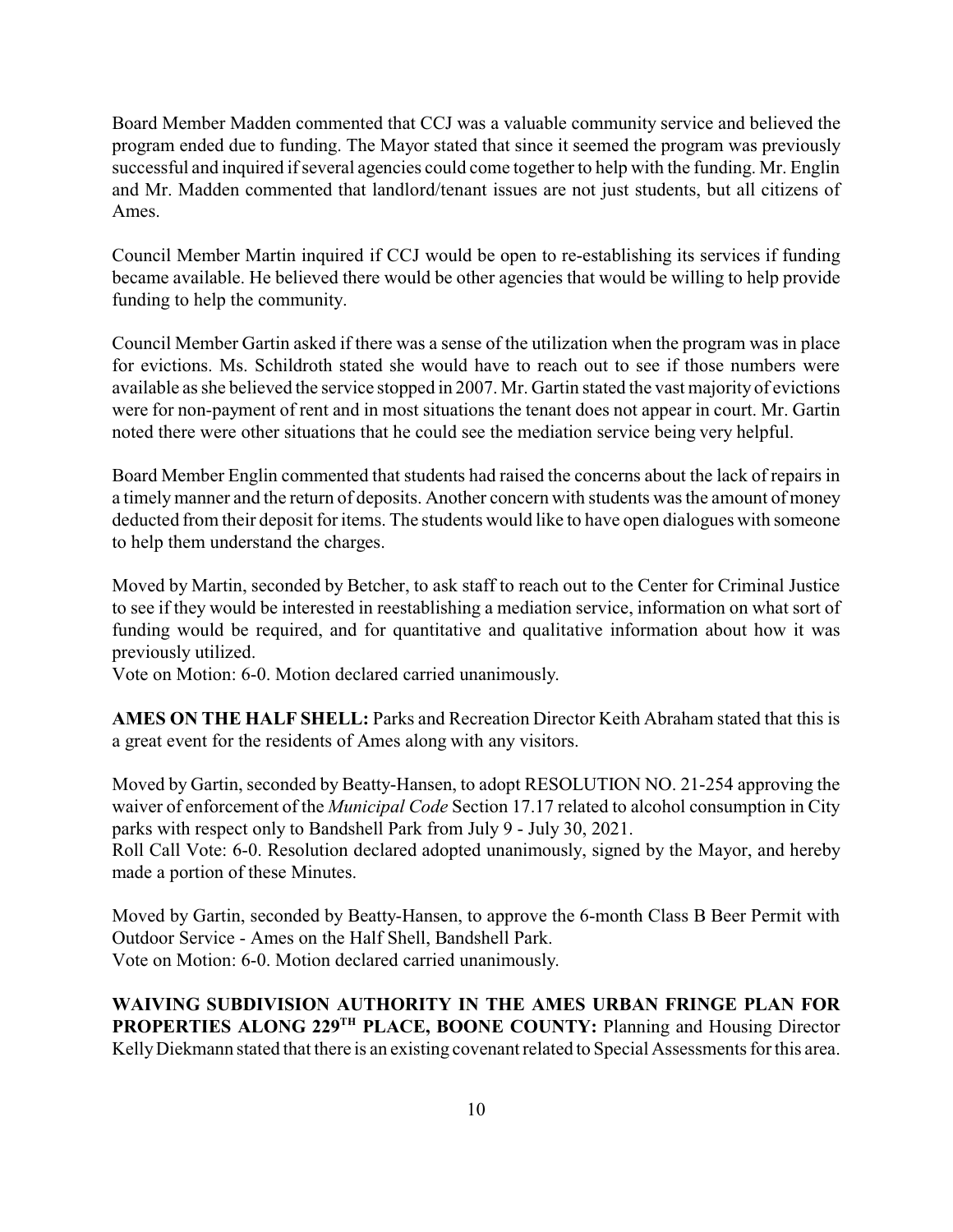Board Member Madden commented that CCJ was a valuable community service and believed the program ended due to funding. The Mayor stated that since it seemed the program was previously successful and inquired if several agencies could come together to help with the funding. Mr. Englin and Mr. Madden commented that landlord/tenant issues are not just students, but all citizens of Ames.

Council Member Martin inquired if CCJ would be open to re-establishing its services if funding became available. He believed there would be other agencies that would be willing to help provide funding to help the community.

Council Member Gartin asked if there was a sense of the utilization when the program was in place for evictions. Ms. Schildroth stated she would have to reach out to see if those numbers were available as she believed the service stopped in 2007. Mr. Gartin stated the vast majority of evictions were for non-payment of rent and in most situations the tenant does not appear in court. Mr. Gartin noted there were other situations that he could see the mediation service being very helpful.

Board Member Englin commented that students had raised the concerns about the lack of repairs in a timely manner and the return of deposits. Another concern with students was the amount of money deducted from their deposit for items. The students would like to have open dialogues with someone to help them understand the charges.

Moved by Martin, seconded by Betcher, to ask staff to reach out to the Center for Criminal Justice to see if they would be interested in reestablishing a mediation service, information on what sort of funding would be required, and for quantitative and qualitative information about how it was previously utilized.
Vote on Motion: 6-0. Motion declared carried unanimously.

**AMES ON THE HALF SHELL:** Parks and Recreation Director Keith Abraham stated that this is a great event for the residents of Ames along with any visitors.

Moved by Gartin, seconded by Beatty-Hansen, to adopt RESOLUTION NO. 21-254 approving the waiver of enforcement of the *Municipal Code* Section 17.17 related to alcohol consumption in City parks with respect only to Bandshell Park from July 9 - July 30, 2021.
Roll Call Vote: 6-0. Resolution declared adopted unanimously, signed by the Mayor, and hereby made a portion of these Minutes.

Moved by Gartin, seconded by Beatty-Hansen, to approve the 6-month Class B Beer Permit with Outdoor Service - Ames on the Half Shell, Bandshell Park.
Vote on Motion: 6-0. Motion declared carried unanimously.

**WAIVING SUBDIVISION AUTHORITY IN THE AMES URBAN FRINGE PLAN FOR PROPERTIES ALONG 229TH PLACE, BOONE COUNTY:** Planning and Housing Director Kelly Diekmann stated that there is an existing covenant related to Special Assessments for this area.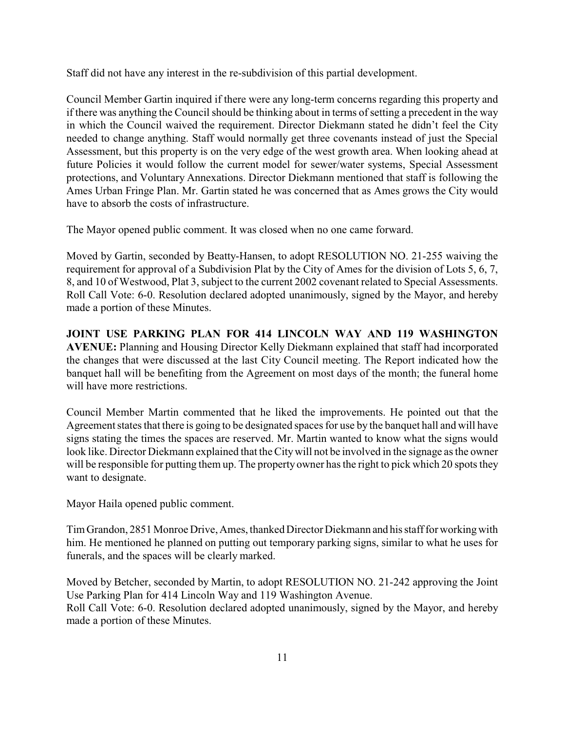Staff did not have any interest in the re-subdivision of this partial development.

Council Member Gartin inquired if there were any long-term concerns regarding this property and if there was anything the Council should be thinking about in terms of setting a precedent in the way in which the Council waived the requirement. Director Diekmann stated he didn't feel the City needed to change anything. Staff would normally get three covenants instead of just the Special Assessment, but this property is on the very edge of the west growth area. When looking ahead at future Policies it would follow the current model for sewer/water systems, Special Assessment protections, and Voluntary Annexations. Director Diekmann mentioned that staff is following the Ames Urban Fringe Plan. Mr. Gartin stated he was concerned that as Ames grows the City would have to absorb the costs of infrastructure.

The Mayor opened public comment. It was closed when no one came forward.

Moved by Gartin, seconded by Beatty-Hansen, to adopt RESOLUTION NO. 21-255 waiving the requirement for approval of a Subdivision Plat by the City of Ames for the division of Lots 5, 6, 7, 8, and 10 of Westwood, Plat 3, subject to the current 2002 covenant related to Special Assessments.
Roll Call Vote: 6-0. Resolution declared adopted unanimously, signed by the Mayor, and hereby made a portion of these Minutes.

**JOINT USE PARKING PLAN FOR 414 LINCOLN WAY AND 119 WASHINGTON AVENUE:** Planning and Housing Director Kelly Diekmann explained that staff had incorporated the changes that were discussed at the last City Council meeting. The Report indicated how the banquet hall will be benefiting from the Agreement on most days of the month; the funeral home will have more restrictions.

Council Member Martin commented that he liked the improvements. He pointed out that the Agreement states that there is going to be designated spaces for use by the banquet hall and will have signs stating the times the spaces are reserved. Mr. Martin wanted to know what the signs would look like. Director Diekmann explained that the City will not be involved in the signage as the owner will be responsible for putting them up. The property owner has the right to pick which 20 spots they want to designate.

Mayor Haila opened public comment.

Tim Grandon, 2851 Monroe Drive, Ames, thanked Director Diekmann and his staff for working with him. He mentioned he planned on putting out temporary parking signs, similar to what he uses for funerals, and the spaces will be clearly marked.

Moved by Betcher, seconded by Martin, to adopt RESOLUTION NO. 21-242 approving the Joint Use Parking Plan for 414 Lincoln Way and 119 Washington Avenue.
Roll Call Vote: 6-0. Resolution declared adopted unanimously, signed by the Mayor, and hereby made a portion of these Minutes.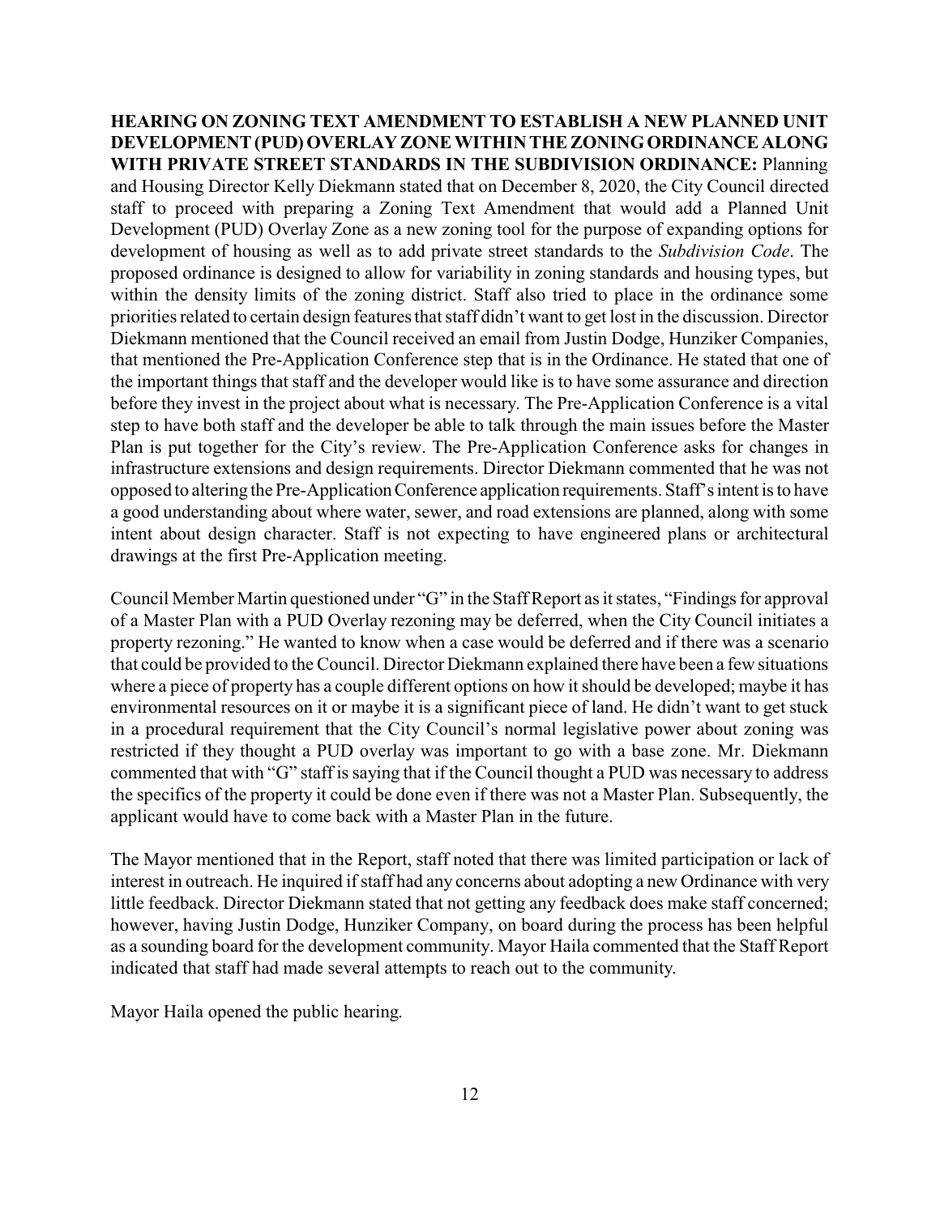**HEARING ON ZONING TEXT AMENDMENT TO ESTABLISH A NEW PLANNED UNIT DEVELOPMENT (PUD) OVERLAY ZONE WITHIN THE ZONING ORDINANCE ALONG WITH PRIVATE STREET STANDARDS IN THE SUBDIVISION ORDINANCE:** Planning and Housing Director Kelly Diekmann stated that on December 8, 2020, the City Council directed staff to proceed with preparing a Zoning Text Amendment that would add a Planned Unit Development (PUD) Overlay Zone as a new zoning tool for the purpose of expanding options for development of housing as well as to add private street standards to the *Subdivision Code*. The proposed ordinance is designed to allow for variability in zoning standards and housing types, but within the density limits of the zoning district. Staff also tried to place in the ordinance some priorities related to certain design features that staff didn't want to get lost in the discussion. Director Diekmann mentioned that the Council received an email from Justin Dodge, Hunziker Companies, that mentioned the Pre-Application Conference step that is in the Ordinance. He stated that one of the important things that staff and the developer would like is to have some assurance and direction before they invest in the project about what is necessary. The Pre-Application Conference is a vital step to have both staff and the developer be able to talk through the main issues before the Master Plan is put together for the City's review. The Pre-Application Conference asks for changes in infrastructure extensions and design requirements. Director Diekmann commented that he was not opposed to altering the Pre-Application Conference application requirements. Staff's intent is to have a good understanding about where water, sewer, and road extensions are planned, along with some intent about design character. Staff is not expecting to have engineered plans or architectural drawings at the first Pre-Application meeting.

Council Member Martin questioned under "G" in the Staff Report as it states, "Findings for approval of a Master Plan with a PUD Overlay rezoning may be deferred, when the City Council initiates a property rezoning." He wanted to know when a case would be deferred and if there was a scenario that could be provided to the Council. Director Diekmann explained there have been a few situations where a piece of property has a couple different options on how it should be developed; maybe it has environmental resources on it or maybe it is a significant piece of land. He didn't want to get stuck in a procedural requirement that the City Council's normal legislative power about zoning was restricted if they thought a PUD overlay was important to go with a base zone. Mr. Diekmann commented that with "G" staff is saying that if the Council thought a PUD was necessary to address the specifics of the property it could be done even if there was not a Master Plan. Subsequently, the applicant would have to come back with a Master Plan in the future.

The Mayor mentioned that in the Report, staff noted that there was limited participation or lack of interest in outreach. He inquired if staff had any concerns about adopting a new Ordinance with very little feedback. Director Diekmann stated that not getting any feedback does make staff concerned; however, having Justin Dodge, Hunziker Company, on board during the process has been helpful as a sounding board for the development community. Mayor Haila commented that the Staff Report indicated that staff had made several attempts to reach out to the community.

Mayor Haila opened the public hearing.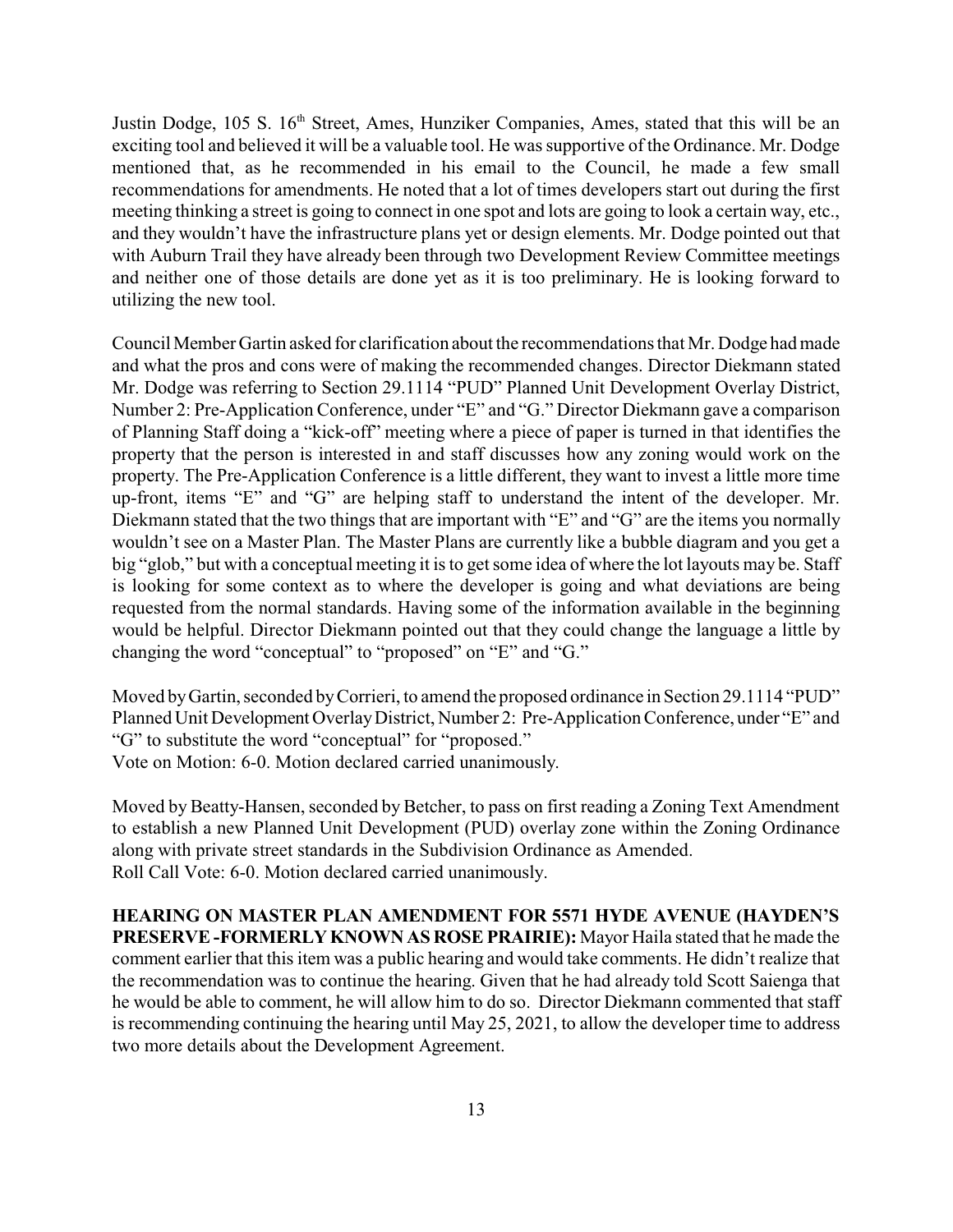Justin Dodge, 105 S. 16th Street, Ames, Hunziker Companies, Ames, stated that this will be an exciting tool and believed it will be a valuable tool. He was supportive of the Ordinance. Mr. Dodge mentioned that, as he recommended in his email to the Council, he made a few small recommendations for amendments. He noted that a lot of times developers start out during the first meeting thinking a street is going to connect in one spot and lots are going to look a certain way, etc., and they wouldn't have the infrastructure plans yet or design elements. Mr. Dodge pointed out that with Auburn Trail they have already been through two Development Review Committee meetings and neither one of those details are done yet as it is too preliminary. He is looking forward to utilizing the new tool.

Council Member Gartin asked for clarification about the recommendations that Mr. Dodge had made and what the pros and cons were of making the recommended changes. Director Diekmann stated Mr. Dodge was referring to Section 29.1114 "PUD" Planned Unit Development Overlay District, Number 2: Pre-Application Conference, under "E" and "G." Director Diekmann gave a comparison of Planning Staff doing a "kick-off" meeting where a piece of paper is turned in that identifies the property that the person is interested in and staff discusses how any zoning would work on the property. The Pre-Application Conference is a little different, they want to invest a little more time up-front, items "E" and "G" are helping staff to understand the intent of the developer. Mr. Diekmann stated that the two things that are important with "E" and "G" are the items you normally wouldn't see on a Master Plan. The Master Plans are currently like a bubble diagram and you get a big "glob," but with a conceptual meeting it is to get some idea of where the lot layouts may be. Staff is looking for some context as to where the developer is going and what deviations are being requested from the normal standards. Having some of the information available in the beginning would be helpful. Director Diekmann pointed out that they could change the language a little by changing the word "conceptual" to "proposed" on "E" and "G."

Moved by Gartin, seconded by Corrieri, to amend the proposed ordinance in Section 29.1114 "PUD" Planned Unit Development Overlay District, Number 2: Pre-Application Conference, under "E" and "G" to substitute the word "conceptual" for "proposed."
Vote on Motion: 6-0. Motion declared carried unanimously.

Moved by Beatty-Hansen, seconded by Betcher, to pass on first reading a Zoning Text Amendment to establish a new Planned Unit Development (PUD) overlay zone within the Zoning Ordinance along with private street standards in the Subdivision Ordinance as Amended.
Roll Call Vote: 6-0. Motion declared carried unanimously.

**HEARING ON MASTER PLAN AMENDMENT FOR 5571 HYDE AVENUE (HAYDEN'S PRESERVE -FORMERLY KNOWN AS ROSE PRAIRIE):** Mayor Haila stated that he made the comment earlier that this item was a public hearing and would take comments. He didn't realize that the recommendation was to continue the hearing. Given that he had already told Scott Saienga that he would be able to comment, he will allow him to do so. Director Diekmann commented that staff is recommending continuing the hearing until May 25, 2021, to allow the developer time to address two more details about the Development Agreement.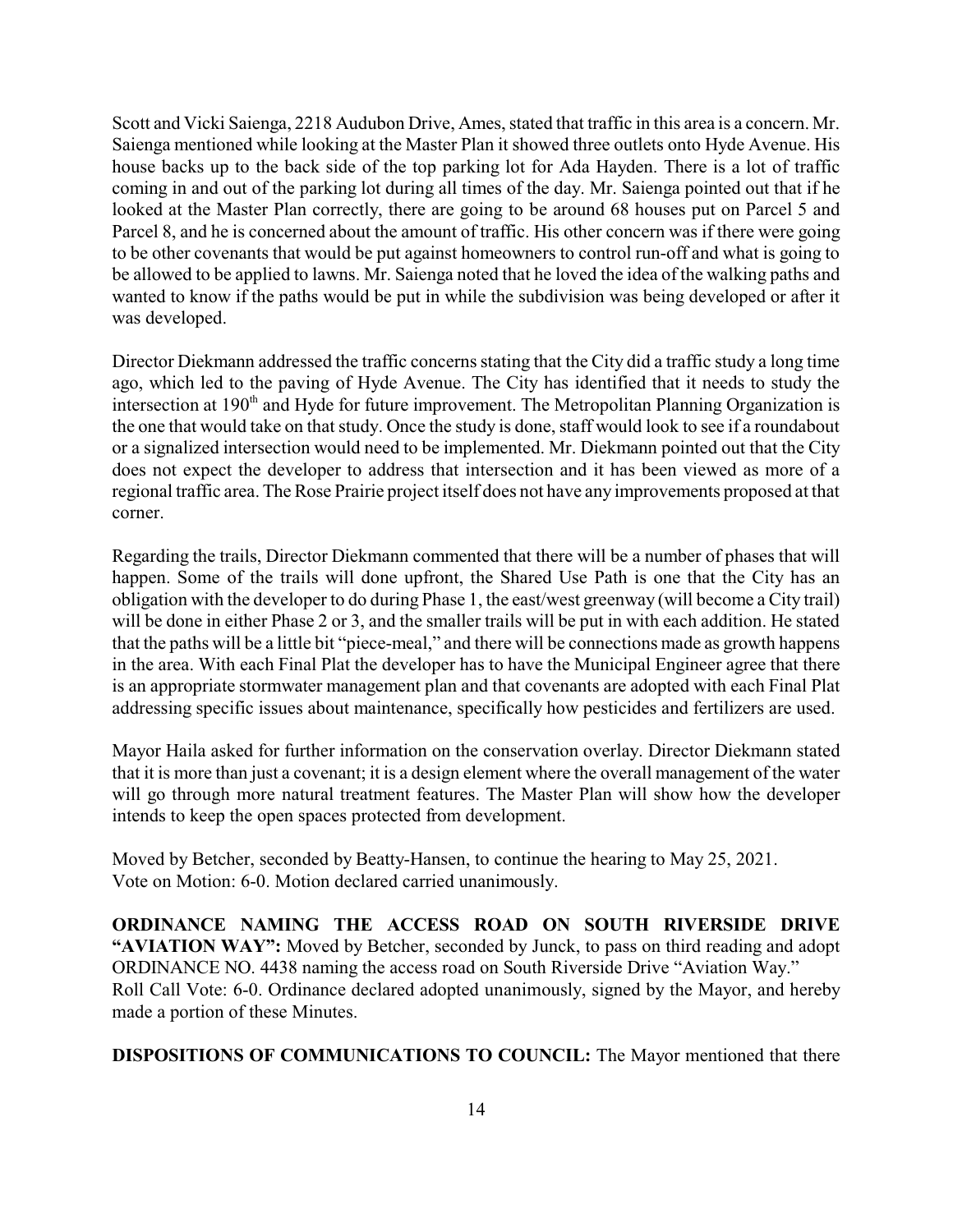Scott and Vicki Saienga, 2218 Audubon Drive, Ames, stated that traffic in this area is a concern. Mr. Saienga mentioned while looking at the Master Plan it showed three outlets onto Hyde Avenue. His house backs up to the back side of the top parking lot for Ada Hayden. There is a lot of traffic coming in and out of the parking lot during all times of the day. Mr. Saienga pointed out that if he looked at the Master Plan correctly, there are going to be around 68 houses put on Parcel 5 and Parcel 8, and he is concerned about the amount of traffic. His other concern was if there were going to be other covenants that would be put against homeowners to control run-off and what is going to be allowed to be applied to lawns. Mr. Saienga noted that he loved the idea of the walking paths and wanted to know if the paths would be put in while the subdivision was being developed or after it was developed.

Director Diekmann addressed the traffic concerns stating that the City did a traffic study a long time ago, which led to the paving of Hyde Avenue. The City has identified that it needs to study the intersection at 190th and Hyde for future improvement. The Metropolitan Planning Organization is the one that would take on that study. Once the study is done, staff would look to see if a roundabout or a signalized intersection would need to be implemented. Mr. Diekmann pointed out that the City does not expect the developer to address that intersection and it has been viewed as more of a regional traffic area. The Rose Prairie project itself does not have any improvements proposed at that corner.

Regarding the trails, Director Diekmann commented that there will be a number of phases that will happen. Some of the trails will done upfront, the Shared Use Path is one that the City has an obligation with the developer to do during Phase 1, the east/west greenway (will become a City trail) will be done in either Phase 2 or 3, and the smaller trails will be put in with each addition. He stated that the paths will be a little bit "piece-meal," and there will be connections made as growth happens in the area. With each Final Plat the developer has to have the Municipal Engineer agree that there is an appropriate stormwater management plan and that covenants are adopted with each Final Plat addressing specific issues about maintenance, specifically how pesticides and fertilizers are used.

Mayor Haila asked for further information on the conservation overlay. Director Diekmann stated that it is more than just a covenant; it is a design element where the overall management of the water will go through more natural treatment features. The Master Plan will show how the developer intends to keep the open spaces protected from development.

Moved by Betcher, seconded by Beatty-Hansen, to continue the hearing to May 25, 2021.
Vote on Motion: 6-0. Motion declared carried unanimously.

**ORDINANCE NAMING THE ACCESS ROAD ON SOUTH RIVERSIDE DRIVE "AVIATION WAY":** Moved by Betcher, seconded by Junck, to pass on third reading and adopt ORDINANCE NO. 4438 naming the access road on South Riverside Drive "Aviation Way."
Roll Call Vote: 6-0. Ordinance declared adopted unanimously, signed by the Mayor, and hereby made a portion of these Minutes.

**DISPOSITIONS OF COMMUNICATIONS TO COUNCIL:** The Mayor mentioned that there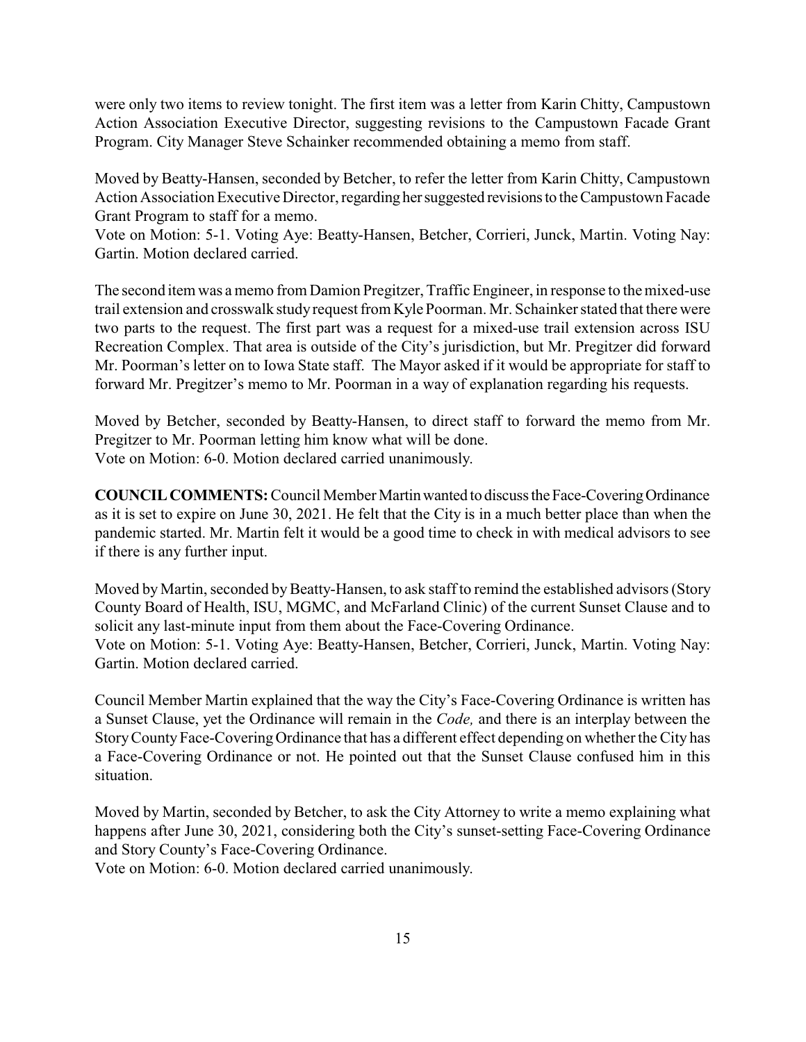were only two items to review tonight. The first item was a letter from Karin Chitty, Campustown Action Association Executive Director, suggesting revisions to the Campustown Facade Grant Program. City Manager Steve Schainker recommended obtaining a memo from staff.

Moved by Beatty-Hansen, seconded by Betcher, to refer the letter from Karin Chitty, Campustown Action Association Executive Director, regarding her suggested revisions to the Campustown Facade Grant Program to staff for a memo.
Vote on Motion: 5-1. Voting Aye: Beatty-Hansen, Betcher, Corrieri, Junck, Martin. Voting Nay: Gartin. Motion declared carried.

The second item was a memo from Damion Pregitzer, Traffic Engineer, in response to the mixed-use trail extension and crosswalk study request from Kyle Poorman. Mr. Schainker stated that there were two parts to the request. The first part was a request for a mixed-use trail extension across ISU Recreation Complex. That area is outside of the City's jurisdiction, but Mr. Pregitzer did forward Mr. Poorman's letter on to Iowa State staff. The Mayor asked if it would be appropriate for staff to forward Mr. Pregitzer's memo to Mr. Poorman in a way of explanation regarding his requests.

Moved by Betcher, seconded by Beatty-Hansen, to direct staff to forward the memo from Mr. Pregitzer to Mr. Poorman letting him know what will be done.
Vote on Motion: 6-0. Motion declared carried unanimously.

**COUNCIL COMMENTS:** Council Member Martin wanted to discuss the Face-Covering Ordinance as it is set to expire on June 30, 2021. He felt that the City is in a much better place than when the pandemic started. Mr. Martin felt it would be a good time to check in with medical advisors to see if there is any further input.

Moved by Martin, seconded by Beatty-Hansen, to ask staff to remind the established advisors (Story County Board of Health, ISU, MGMC, and McFarland Clinic) of the current Sunset Clause and to solicit any last-minute input from them about the Face-Covering Ordinance.
Vote on Motion: 5-1. Voting Aye: Beatty-Hansen, Betcher, Corrieri, Junck, Martin. Voting Nay: Gartin. Motion declared carried.

Council Member Martin explained that the way the City's Face-Covering Ordinance is written has a Sunset Clause, yet the Ordinance will remain in the *Code,* and there is an interplay between the Story County Face-Covering Ordinance that has a different effect depending on whether the City has a Face-Covering Ordinance or not. He pointed out that the Sunset Clause confused him in this situation.

Moved by Martin, seconded by Betcher, to ask the City Attorney to write a memo explaining what happens after June 30, 2021, considering both the City's sunset-setting Face-Covering Ordinance and Story County's Face-Covering Ordinance.
Vote on Motion: 6-0. Motion declared carried unanimously.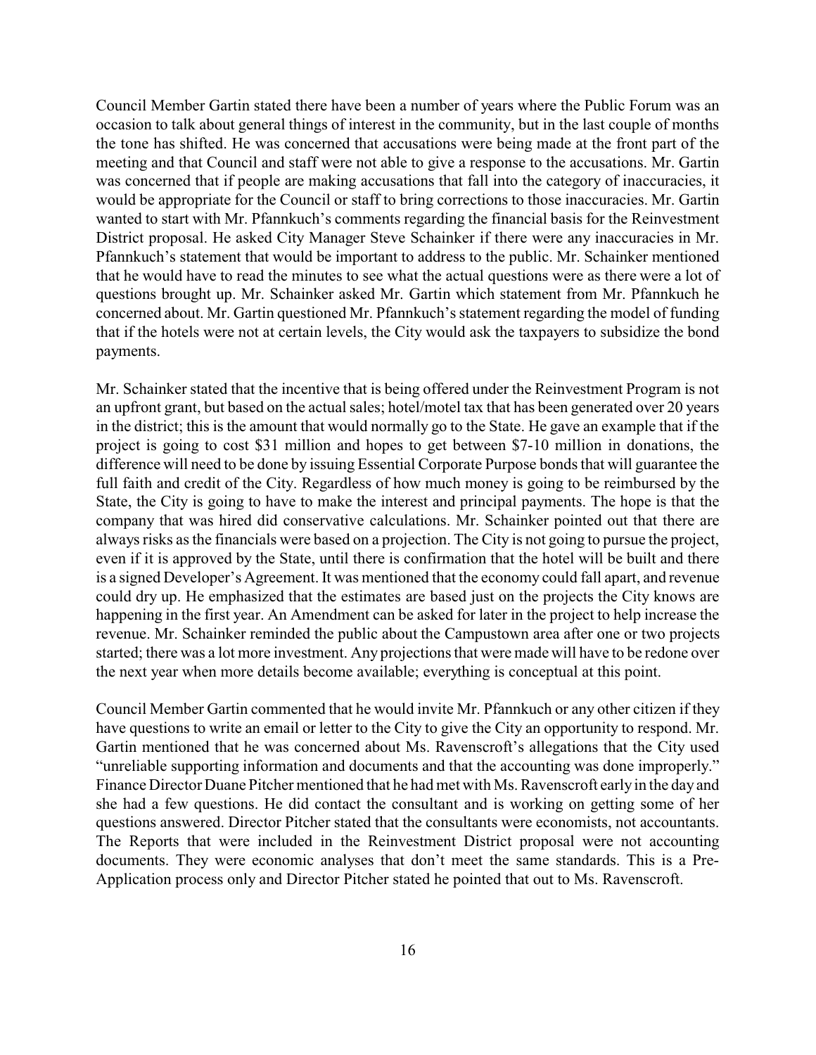Council Member Gartin stated there have been a number of years where the Public Forum was an occasion to talk about general things of interest in the community, but in the last couple of months the tone has shifted. He was concerned that accusations were being made at the front part of the meeting and that Council and staff were not able to give a response to the accusations. Mr. Gartin was concerned that if people are making accusations that fall into the category of inaccuracies, it would be appropriate for the Council or staff to bring corrections to those inaccuracies. Mr. Gartin wanted to start with Mr. Pfannkuch's comments regarding the financial basis for the Reinvestment District proposal. He asked City Manager Steve Schainker if there were any inaccuracies in Mr. Pfannkuch's statement that would be important to address to the public. Mr. Schainker mentioned that he would have to read the minutes to see what the actual questions were as there were a lot of questions brought up. Mr. Schainker asked Mr. Gartin which statement from Mr. Pfannkuch he concerned about. Mr. Gartin questioned Mr. Pfannkuch's statement regarding the model of funding that if the hotels were not at certain levels, the City would ask the taxpayers to subsidize the bond payments.

Mr. Schainker stated that the incentive that is being offered under the Reinvestment Program is not an upfront grant, but based on the actual sales; hotel/motel tax that has been generated over 20 years in the district; this is the amount that would normally go to the State. He gave an example that if the project is going to cost \$31 million and hopes to get between \$7-10 million in donations, the difference will need to be done by issuing Essential Corporate Purpose bonds that will guarantee the full faith and credit of the City. Regardless of how much money is going to be reimbursed by the State, the City is going to have to make the interest and principal payments. The hope is that the company that was hired did conservative calculations. Mr. Schainker pointed out that there are always risks as the financials were based on a projection. The City is not going to pursue the project, even if it is approved by the State, until there is confirmation that the hotel will be built and there is a signed Developer's Agreement. It was mentioned that the economy could fall apart, and revenue could dry up. He emphasized that the estimates are based just on the projects the City knows are happening in the first year. An Amendment can be asked for later in the project to help increase the revenue. Mr. Schainker reminded the public about the Campustown area after one or two projects started; there was a lot more investment. Any projections that were made will have to be redone over the next year when more details become available; everything is conceptual at this point.

Council Member Gartin commented that he would invite Mr. Pfannkuch or any other citizen if they have questions to write an email or letter to the City to give the City an opportunity to respond. Mr. Gartin mentioned that he was concerned about Ms. Ravenscroft's allegations that the City used "unreliable supporting information and documents and that the accounting was done improperly." Finance Director Duane Pitcher mentioned that he had met with Ms. Ravenscroft early in the day and she had a few questions. He did contact the consultant and is working on getting some of her questions answered. Director Pitcher stated that the consultants were economists, not accountants. The Reports that were included in the Reinvestment District proposal were not accounting documents. They were economic analyses that don't meet the same standards. This is a Pre-Application process only and Director Pitcher stated he pointed that out to Ms. Ravenscroft.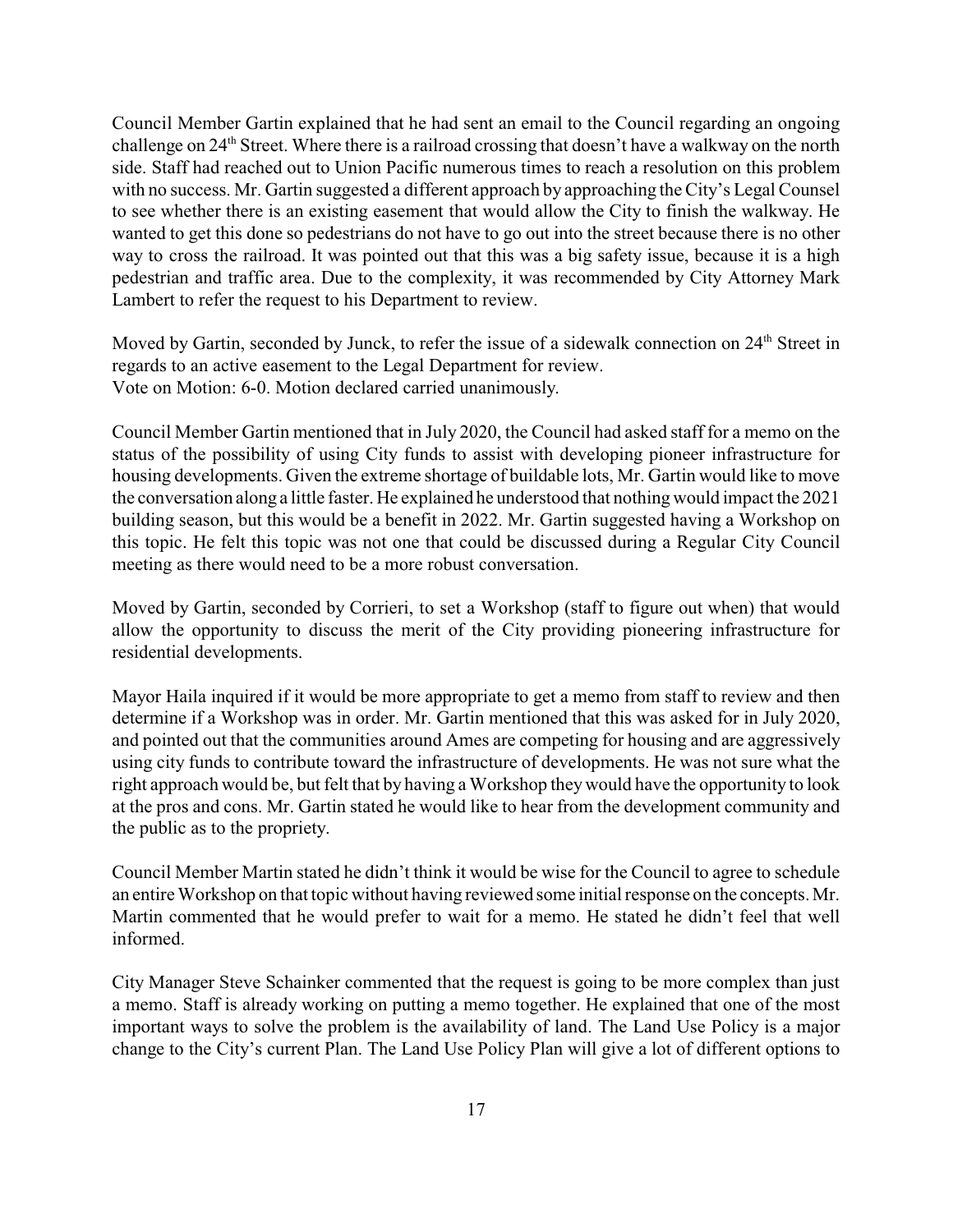Council Member Gartin explained that he had sent an email to the Council regarding an ongoing challenge on 24th Street. Where there is a railroad crossing that doesn't have a walkway on the north side. Staff had reached out to Union Pacific numerous times to reach a resolution on this problem with no success. Mr. Gartin suggested a different approach by approaching the City's Legal Counsel to see whether there is an existing easement that would allow the City to finish the walkway. He wanted to get this done so pedestrians do not have to go out into the street because there is no other way to cross the railroad. It was pointed out that this was a big safety issue, because it is a high pedestrian and traffic area. Due to the complexity, it was recommended by City Attorney Mark Lambert to refer the request to his Department to review.

Moved by Gartin, seconded by Junck, to refer the issue of a sidewalk connection on 24th Street in regards to an active easement to the Legal Department for review.
Vote on Motion: 6-0. Motion declared carried unanimously.

Council Member Gartin mentioned that in July 2020, the Council had asked staff for a memo on the status of the possibility of using City funds to assist with developing pioneer infrastructure for housing developments. Given the extreme shortage of buildable lots, Mr. Gartin would like to move the conversation along a little faster. He explained he understood that nothing would impact the 2021 building season, but this would be a benefit in 2022. Mr. Gartin suggested having a Workshop on this topic. He felt this topic was not one that could be discussed during a Regular City Council meeting as there would need to be a more robust conversation.

Moved by Gartin, seconded by Corrieri, to set a Workshop (staff to figure out when) that would allow the opportunity to discuss the merit of the City providing pioneering infrastructure for residential developments.

Mayor Haila inquired if it would be more appropriate to get a memo from staff to review and then determine if a Workshop was in order. Mr. Gartin mentioned that this was asked for in July 2020, and pointed out that the communities around Ames are competing for housing and are aggressively using city funds to contribute toward the infrastructure of developments. He was not sure what the right approach would be, but felt that by having a Workshop they would have the opportunity to look at the pros and cons. Mr. Gartin stated he would like to hear from the development community and the public as to the propriety.

Council Member Martin stated he didn't think it would be wise for the Council to agree to schedule an entire Workshop on that topic without having reviewed some initial response on the concepts. Mr. Martin commented that he would prefer to wait for a memo. He stated he didn't feel that well informed.

City Manager Steve Schainker commented that the request is going to be more complex than just a memo. Staff is already working on putting a memo together. He explained that one of the most important ways to solve the problem is the availability of land. The Land Use Policy is a major change to the City's current Plan. The Land Use Policy Plan will give a lot of different options to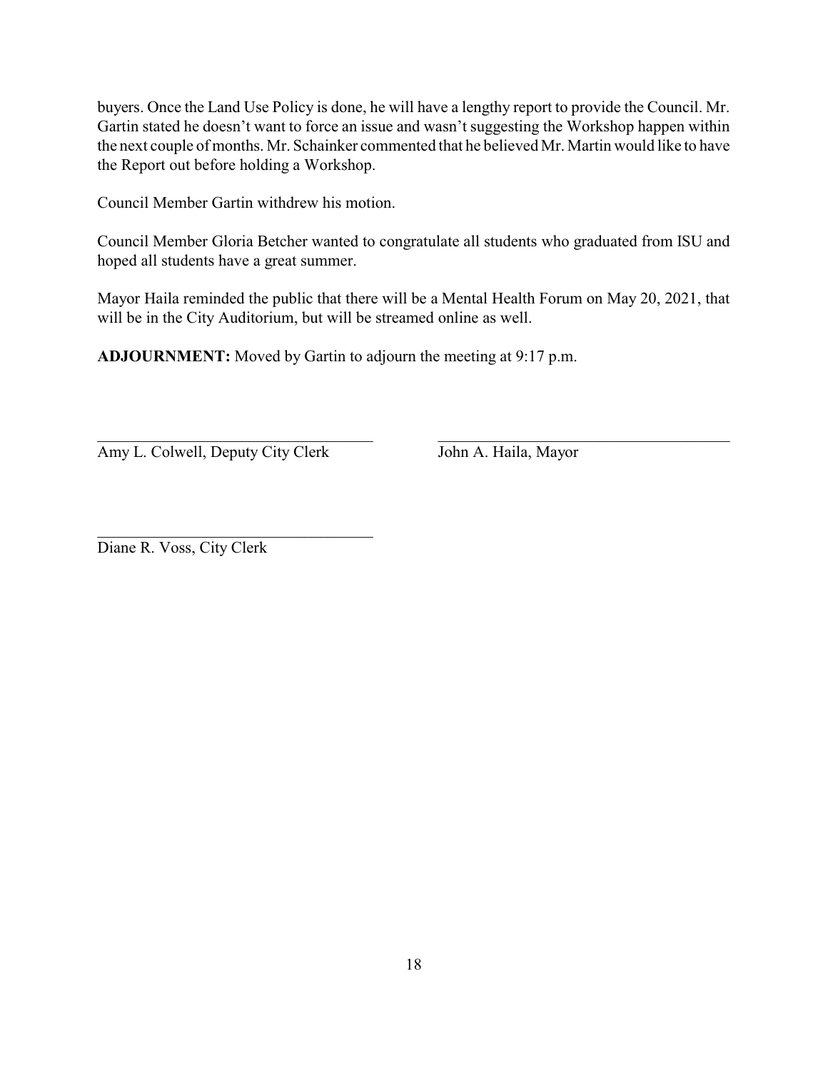buyers. Once the Land Use Policy is done, he will have a lengthy report to provide the Council. Mr. Gartin stated he doesn't want to force an issue and wasn't suggesting the Workshop happen within the next couple of months. Mr. Schainker commented that he believed Mr. Martin would like to have the Report out before holding a Workshop.

Council Member Gartin withdrew his motion.

Council Member Gloria Betcher wanted to congratulate all students who graduated from ISU and hoped all students have a great summer.

Mayor Haila reminded the public that there will be a Mental Health Forum on May 20, 2021, that will be in the City Auditorium, but will be streamed online as well.

**ADJOURNMENT:** Moved by Gartin to adjourn the meeting at 9:17 p.m.

\_\_\_\_\_\_\_\_\_\_\_\_\_\_\_\_\_\_\_\_\_\_\_\_\_\_\_\_\_\_\_\_\_\_
Amy L. Colwell, Deputy City Clerk

\_\_\_\_\_\_\_\_\_\_\_\_\_\_\_\_\_\_\_\_\_\_\_\_\_\_\_\_\_\_\_\_\_\_
John A. Haila, Mayor

\_\_\_\_\_\_\_\_\_\_\_\_\_\_\_\_\_\_\_\_\_\_\_\_\_\_\_\_\_\_\_\_\_\_
Diane R. Voss, City Clerk